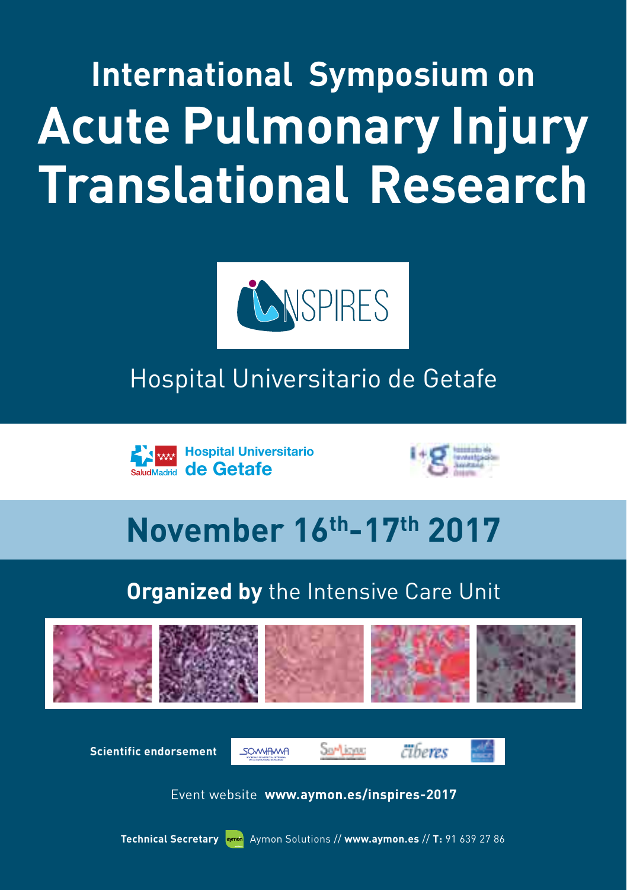# International Symposium on Acute Pulmonary Injury Translational Research

INSPIRES

Hospital Universitario de Getafe

SaludMadrid Hospital Universitario de Getafe

## November 16th-17th 2017

**Organized by** the Intensive Care Unit

**Scientific endorsement**

Event website **www.aymon.es/inspires-2017**

**Technical Secretary** Aymon Solutions // **www.aymon.es** // **T:** 91 639 27 86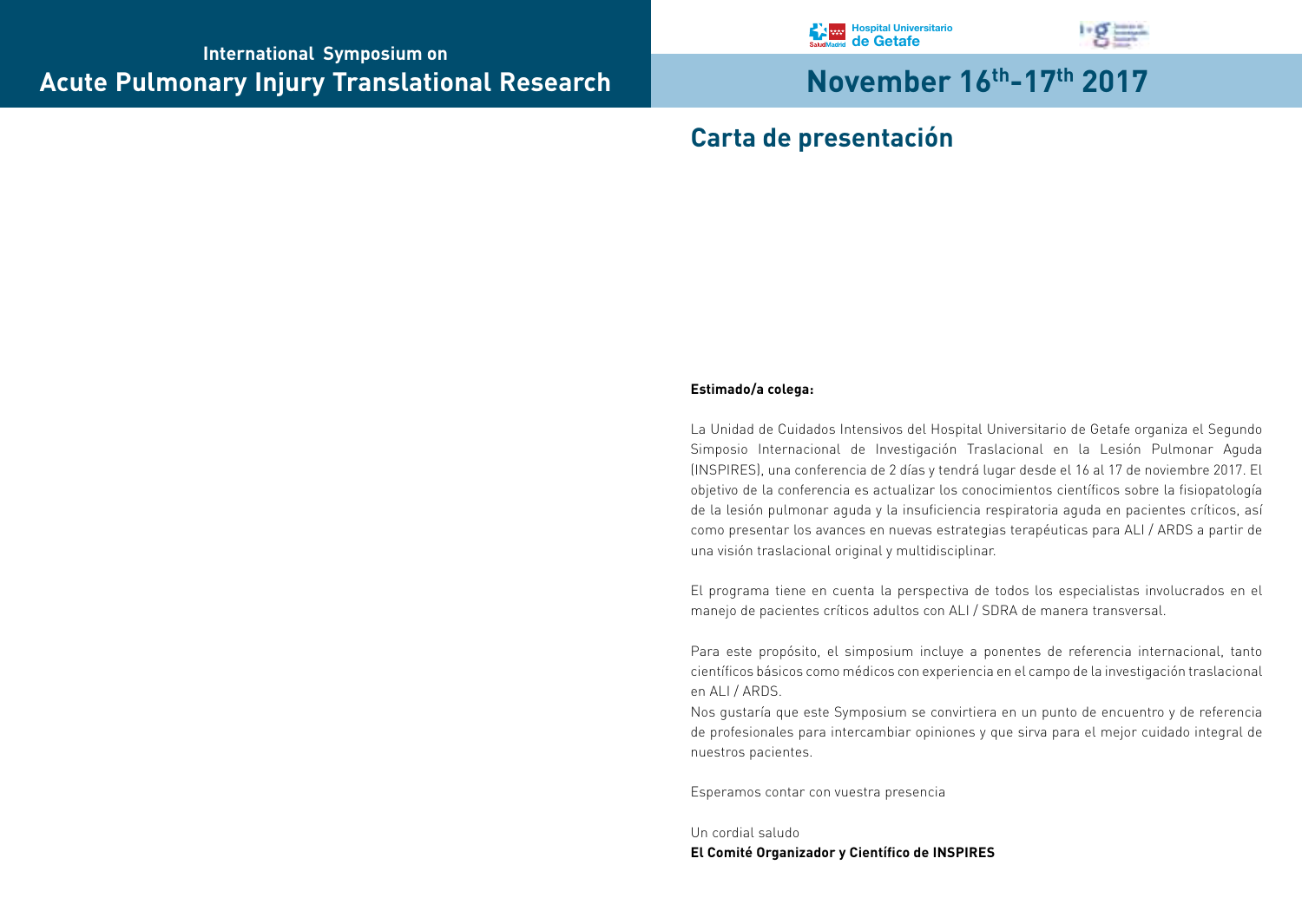International Symposium on
# Acute Pulmonary Injury Translational Research

## November 16th-17th 2017

## Carta de presentación

**Estimado/a colega:**

La Unidad de Cuidados Intensivos del Hospital Universitario de Getafe organiza el Segundo Simposio Internacional de Investigación Traslacional en la Lesión Pulmonar Aguda (INSPIRES), una conferencia de 2 días y tendrá lugar desde el 16 al 17 de noviembre 2017. El objetivo de la conferencia es actualizar los conocimientos científicos sobre la fisiopatología de la lesión pulmonar aguda y la insuficiencia respiratoria aguda en pacientes críticos, así como presentar los avances en nuevas estrategias terapéuticas para ALI / ARDS a partir de una visión traslacional original y multidisciplinar.

El programa tiene en cuenta la perspectiva de todos los especialistas involucrados en el manejo de pacientes críticos adultos con ALI / SDRA de manera transversal.

Para este propósito, el simposium incluye a ponentes de referencia internacional, tanto científicos básicos como médicos con experiencia en el campo de la investigación traslacional en ALI / ARDS.

Nos gustaría que este Symposium se convirtiera en un punto de encuentro y de referencia de profesionales para intercambiar opiniones y que sirva para el mejor cuidado integral de nuestros pacientes.

Esperamos contar con vuestra presencia

Un cordial saludo
**El Comité Organizador y Científico de INSPIRES**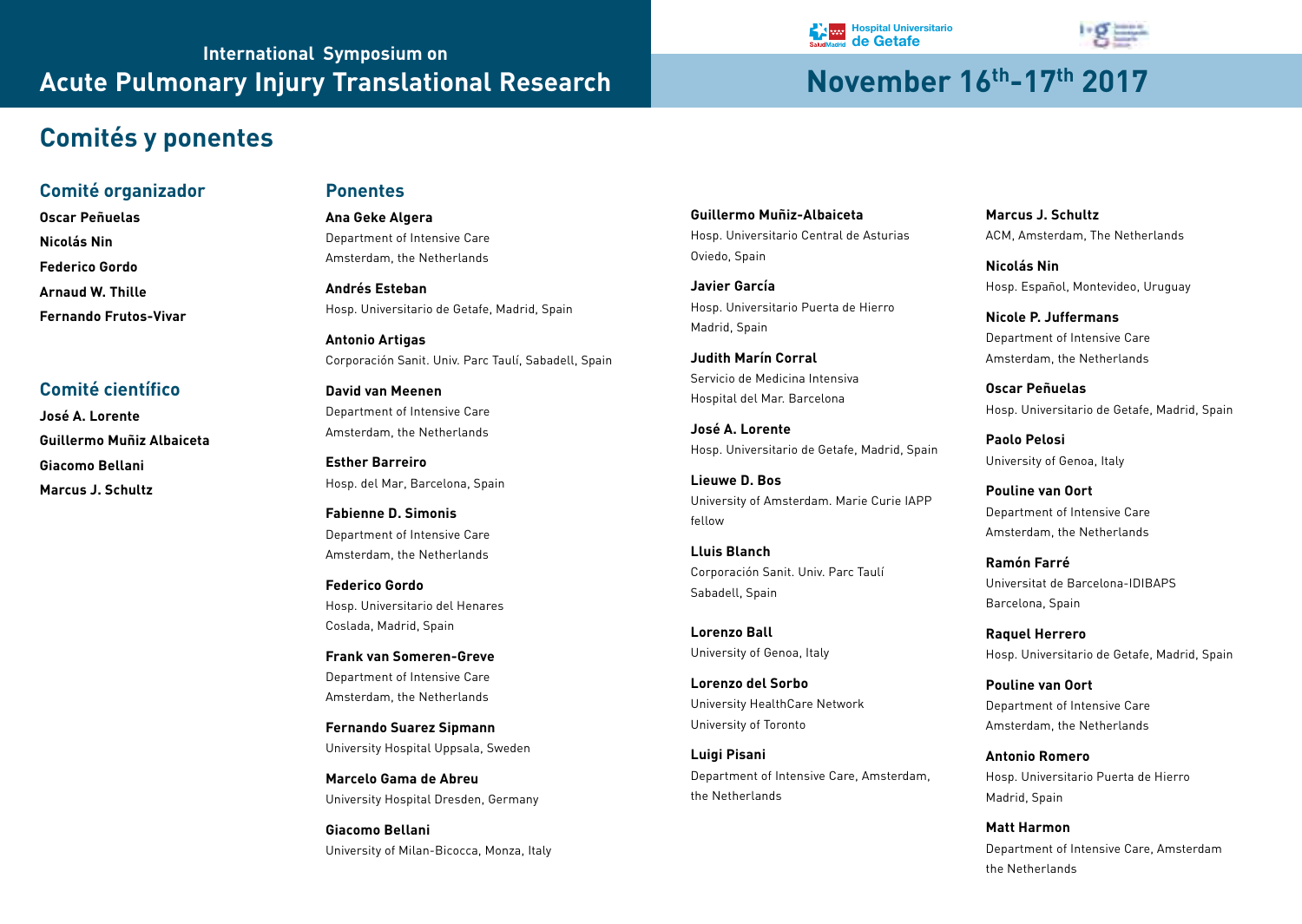# Comités y ponentes

## Comité organizador

**Oscar Peñuelas**
**Nicolás Nin**
**Federico Gordo**
**Arnaud W. Thille**
**Fernando Frutos-Vivar**

## Comité científico

**José A. Lorente**
**Guillermo Muñiz Albaiceta**
**Giacomo Bellani**
**Marcus J. Schultz**

## Ponentes

**Ana Geke Algera**
Department of Intensive Care
Amsterdam, the Netherlands

**Andrés Esteban**
Hosp. Universitario de Getafe, Madrid, Spain

**Antonio Artigas**
Corporación Sanit. Univ. Parc Taulí, Sabadell, Spain

**David van Meenen**
Department of Intensive Care
Amsterdam, the Netherlands

**Esther Barreiro**
Hosp. del Mar, Barcelona, Spain

**Fabienne D. Simonis**
Department of Intensive Care
Amsterdam, the Netherlands

**Federico Gordo**
Hosp. Universitario del Henares
Coslada, Madrid, Spain

**Frank van Someren-Greve**
Department of Intensive Care
Amsterdam, the Netherlands

**Fernando Suarez Sipmann**
University Hospital Uppsala, Sweden

**Marcelo Gama de Abreu**
University Hospital Dresden, Germany

**Giacomo Bellani**
University of Milan-Bicocca, Monza, Italy

**Guillermo Muñiz-Albaiceta**
Hosp. Universitario Central de Asturias
Oviedo, Spain

**Javier García**
Hosp. Universitario Puerta de Hierro
Madrid, Spain

**Judith Marín Corral**
Servicio de Medicina Intensiva
Hospital del Mar. Barcelona

**José A. Lorente**
Hosp. Universitario de Getafe, Madrid, Spain

**Lieuwe D. Bos**
University of Amsterdam. Marie Curie IAPP fellow

**Lluis Blanch**
Corporación Sanit. Univ. Parc Taulí
Sabadell, Spain

**Lorenzo Ball**
University of Genoa, Italy

**Lorenzo del Sorbo**
University HealthCare Network
University of Toronto

**Luigi Pisani**
Department of Intensive Care, Amsterdam, the Netherlands

**Marcus J. Schultz**
ACM, Amsterdam, The Netherlands

**Nicolás Nin**
Hosp. Español, Montevideo, Uruguay

**Nicole P. Juffermans**
Department of Intensive Care
Amsterdam, the Netherlands

**Oscar Peñuelas**
Hosp. Universitario de Getafe, Madrid, Spain

**Paolo Pelosi**
University of Genoa, Italy

**Pouline van Oort**
Department of Intensive Care
Amsterdam, the Netherlands

**Ramón Farré**
Universitat de Barcelona-IDIBAPS
Barcelona, Spain

**Raquel Herrero**
Hosp. Universitario de Getafe, Madrid, Spain

**Pouline van Oort**
Department of Intensive Care
Amsterdam, the Netherlands

**Antonio Romero**
Hosp. Universitario Puerta de Hierro
Madrid, Spain

**Matt Harmon**
Department of Intensive Care, Amsterdam
the Netherlands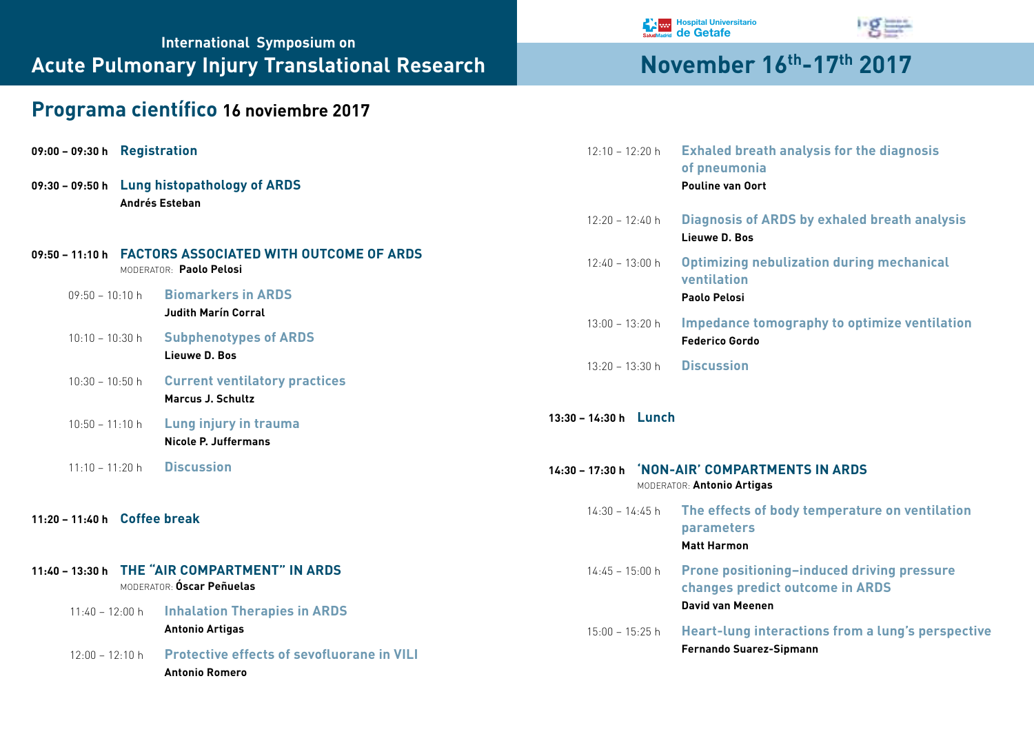International Symposium on

# Acute Pulmonary Injury Translational Research

Hospital Universitario de Getafe

## November 16th-17th 2017

## Programa científico 16 noviembre 2017

**09:00 – 09:30 h** **Registration**

**09:30 – 09:50 h** **Lung histopathology of ARDS**
**Andrés Esteban**

**09:50 – 11:10 h** **FACTORS ASSOCIATED WITH OUTCOME OF ARDS**
MODERATOR: **Paolo Pelosi**

- 09:50 – 10:10 h **Biomarkers in ARDS**
  **Judith Marín Corral**
- 10:10 – 10:30 h **Subphenotypes of ARDS**
  **Lieuwe D. Bos**
- 10:30 – 10:50 h **Current ventilatory practices**
  **Marcus J. Schultz**
- 10:50 – 11:10 h **Lung injury in trauma**
  **Nicole P. Juffermans**
- 11:10 – 11:20 h **Discussion**

**11:20 – 11:40 h** **Coffee break**

**11:40 – 13:30 h** **THE "AIR COMPARTMENT" IN ARDS**
MODERATOR: **Óscar Peñuelas**

- 11:40 – 12:00 h **Inhalation Therapies in ARDS**
  **Antonio Artigas**
- 12:00 – 12:10 h **Protective effects of sevofluorane in VILI**
  **Antonio Romero**
- 12:10 – 12:20 h **Exhaled breath analysis for the diagnosis of pneumonia**
  **Pouline van Oort**
- 12:20 – 12:40 h **Diagnosis of ARDS by exhaled breath analysis**
  **Lieuwe D. Bos**
- 12:40 – 13:00 h **Optimizing nebulization during mechanical ventilation**
  **Paolo Pelosi**
- 13:00 – 13:20 h **Impedance tomography to optimize ventilation**
  **Federico Gordo**
- 13:20 – 13:30 h **Discussion**

**13:30 – 14:30 h** **Lunch**

**14:30 – 17:30 h** **'NON-AIR' COMPARTMENTS IN ARDS**
MODERATOR: **Antonio Artigas**

- 14:30 – 14:45 h **The effects of body temperature on ventilation parameters**
  **Matt Harmon**
- 14:45 – 15:00 h **Prone positioning–induced driving pressure changes predict outcome in ARDS**
  **David van Meenen**
- 15:00 – 15:25 h **Heart-lung interactions from a lung's perspective**
  **Fernando Suarez-Sipmann**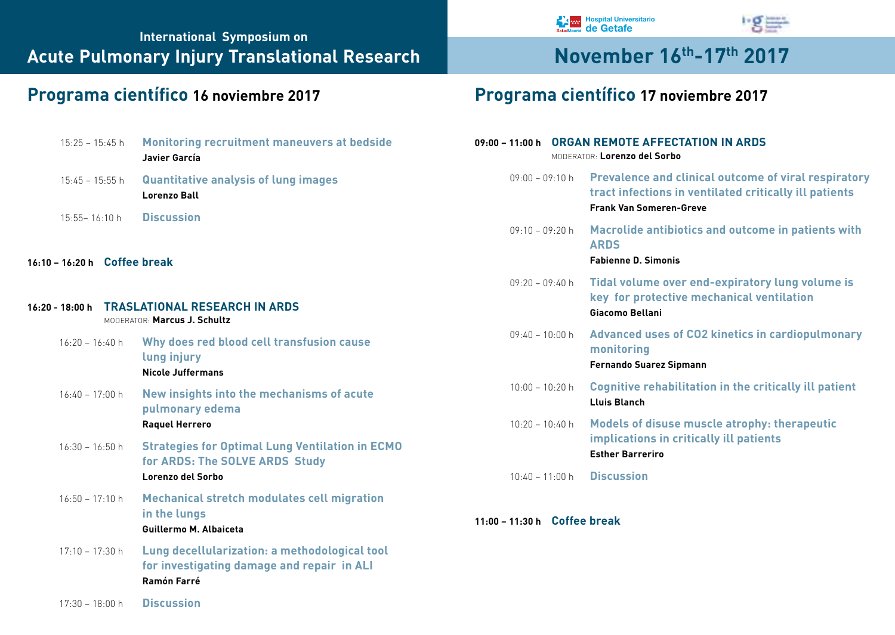International Symposium on

# Acute Pulmonary Injury Translational Research

Hospital Universitario de Getafe

# November 16th-17th 2017

## Programa científico 16 noviembre 2017

15:25 – 15:45 h **Monitoring recruitment maneuvers at bedside**
**Javier García**

15:45 – 15:55 h **Quantitative analysis of lung images**
**Lorenzo Ball**

15:55– 16:10 h **Discussion**

**16:10 – 16:20 h Coffee break**

**16:20 - 18:00 h TRASLATIONAL RESEARCH IN ARDS**
MODERATOR: **Marcus J. Schultz**

16:20 – 16:40 h **Why does red blood cell transfusion cause lung injury**
**Nicole Juffermans**

16:40 – 17:00 h **New insights into the mechanisms of acute pulmonary edema**
**Raquel Herrero**

16:30 – 16:50 h **Strategies for Optimal Lung Ventilation in ECMO for ARDS: The SOLVE ARDS Study**
**Lorenzo del Sorbo**

16:50 – 17:10 h **Mechanical stretch modulates cell migration in the lungs**
**Guillermo M. Albaiceta**

17:10 – 17:30 h **Lung decellularization: a methodological tool for investigating damage and repair in ALI**
**Ramón Farré**

17:30 – 18:00 h **Discussion**

## Programa científico 17 noviembre 2017

**09:00 – 11:00 h ORGAN REMOTE AFFECTATION IN ARDS**
MODERATOR: **Lorenzo del Sorbo**

09:00 – 09:10 h **Prevalence and clinical outcome of viral respiratory tract infections in ventilated critically ill patients**
**Frank Van Someren-Greve**

09:10 – 09:20 h **Macrolide antibiotics and outcome in patients with ARDS**
**Fabienne D. Simonis**

09:20 – 09:40 h **Tidal volume over end-expiratory lung volume is key for protective mechanical ventilation**
**Giacomo Bellani**

09:40 – 10:00 h **Advanced uses of CO2 kinetics in cardiopulmonary monitoring**
**Fernando Suarez Sipmann**

10:00 – 10:20 h **Cognitive rehabilitation in the critically ill patient**
**Lluis Blanch**

10:20 – 10:40 h **Models of disuse muscle atrophy: therapeutic implications in critically ill patients**
**Esther Barreriro**

10:40 – 11:00 h **Discussion**

**11:00 – 11:30 h Coffee break**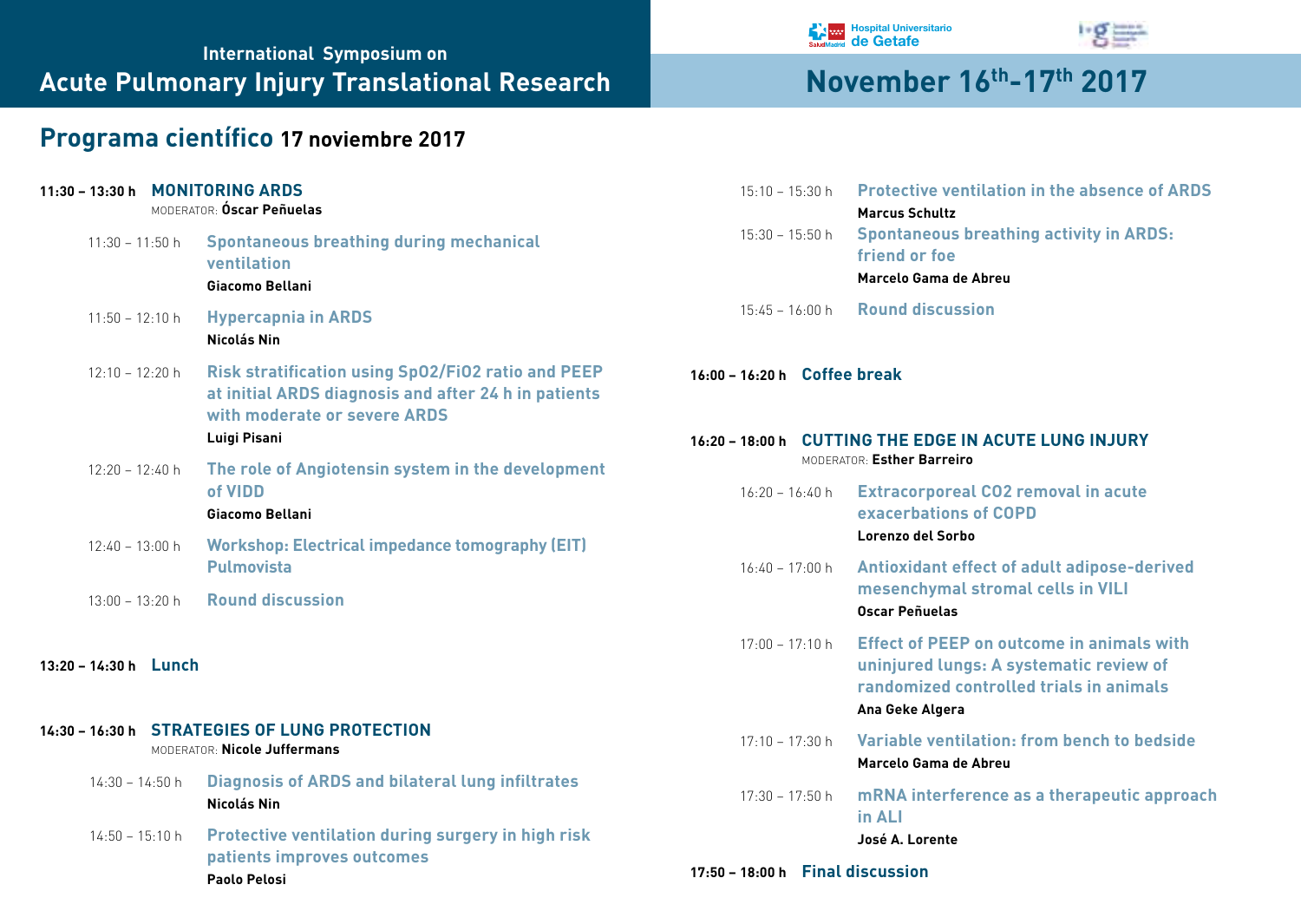International Symposium on

# Acute Pulmonary Injury Translational Research

Hospital Universitario de Getafe

## November 16th-17th 2017

## Programa científico 17 noviembre 2017

**11:30 – 13:30 h MONITORING ARDS**
MODERATOR: **Óscar Peñuelas**

- 11:30 – 11:50 h **Spontaneous breathing during mechanical ventilation**
  **Giacomo Bellani**
- 11:50 – 12:10 h **Hypercapnia in ARDS**
  **Nicolás Nin**
- 12:10 – 12:20 h **Risk stratification using SpO2/FiO2 ratio and PEEP at initial ARDS diagnosis and after 24 h in patients with moderate or severe ARDS**
  **Luigi Pisani**
- 12:20 – 12:40 h **The role of Angiotensin system in the development of VIDD**
  **Giacomo Bellani**
- 12:40 – 13:00 h **Workshop: Electrical impedance tomography (EIT) Pulmovista**
- 13:00 – 13:20 h **Round discussion**

**13:20 – 14:30 h Lunch**

**14:30 – 16:30 h STRATEGIES OF LUNG PROTECTION**
MODERATOR: **Nicole Juffermans**

- 14:30 – 14:50 h **Diagnosis of ARDS and bilateral lung infiltrates**
  **Nicolás Nin**
- 14:50 – 15:10 h **Protective ventilation during surgery in high risk patients improves outcomes**
  **Paolo Pelosi**
- 15:10 – 15:30 h **Protective ventilation in the absence of ARDS**
  **Marcus Schultz**
- 15:30 – 15:50 h **Spontaneous breathing activity in ARDS: friend or foe**
  **Marcelo Gama de Abreu**
- 15:45 – 16:00 h **Round discussion**

**16:00 – 16:20 h Coffee break**

**16:20 – 18:00 h CUTTING THE EDGE IN ACUTE LUNG INJURY**
MODERATOR: **Esther Barreiro**

- 16:20 – 16:40 h **Extracorporeal CO2 removal in acute exacerbations of COPD**
  **Lorenzo del Sorbo**
- 16:40 – 17:00 h **Antioxidant effect of adult adipose-derived mesenchymal stromal cells in VILI**
  **Oscar Peñuelas**
- 17:00 – 17:10 h **Effect of PEEP on outcome in animals with uninjured lungs: A systematic review of randomized controlled trials in animals**
  **Ana Geke Algera**
- 17:10 – 17:30 h **Variable ventilation: from bench to bedside**
  **Marcelo Gama de Abreu**
- 17:30 – 17:50 h **mRNA interference as a therapeutic approach in ALI**
  **José A. Lorente**

**17:50 – 18:00 h Final discussion**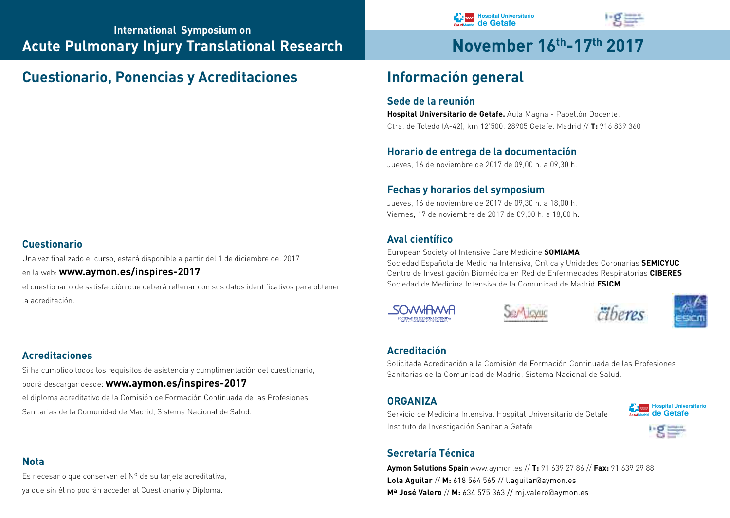International Symposium on
**Acute Pulmonary Injury Translational Research**

**November 16th-17th 2017**

## Cuestionario, Ponencias y Acreditaciones

### Cuestionario

Una vez finalizado el curso, estará disponible a partir del 1 de diciembre del 2017 en la web: **www.aymon.es/inspires-2017**

el cuestionario de satisfacción que deberá rellenar con sus datos identificativos para obtener la acreditación.

### Acreditaciones

Si ha cumplido todos los requisitos de asistencia y cumplimentación del cuestionario, podrá descargar desde: **www.aymon.es/inspires-2017**

el diploma acreditativo de la Comisión de Formación Continuada de las Profesiones Sanitarias de la Comunidad de Madrid, Sistema Nacional de Salud.

### Nota

Es necesario que conserven el Nº de su tarjeta acreditativa, ya que sin él no podrán acceder al Cuestionario y Diploma.

## Información general

### Sede de la reunión

**Hospital Universitario de Getafe.** Aula Magna - Pabellón Docente.
Ctra. de Toledo (A-42), km 12'500. 28905 Getafe. Madrid // **T:** 916 839 360

### Horario de entrega de la documentación

Jueves, 16 de noviembre de 2017 de 09,00 h. a 09,30 h.

### Fechas y horarios del symposium

Jueves, 16 de noviembre de 2017 de 09,30 h. a 18,00 h.
Viernes, 17 de noviembre de 2017 de 09,00 h. a 18,00 h.

### Aval científico

European Society of Intensive Care Medicine **SOMIAMA**
Sociedad Española de Medicina Intensiva, Crítica y Unidades Coronarias **SEMICYUC**
Centro de Investigación Biomédica en Red de Enfermedades Respiratorias **CIBERES**
Sociedad de Medicina Intensiva de la Comunidad de Madrid **ESICM**

### Acreditación

Solicitada Acreditación a la Comisión de Formación Continuada de las Profesiones Sanitarias de la Comunidad de Madrid, Sistema Nacional de Salud.

### ORGANIZA

Servicio de Medicina Intensiva. Hospital Universitario de Getafe
Instituto de Investigación Sanitaria Getafe

### Secretaría Técnica

**Aymon Solutions Spain** www.aymon.es // **T:** 91 639 27 86 // **Fax:** 91 639 29 88
**Lola Aguilar** // **M:** 618 564 565 // l.aguilar@aymon.es
**Mª José Valero** // **M:** 634 575 363 // mj.valero@aymon.es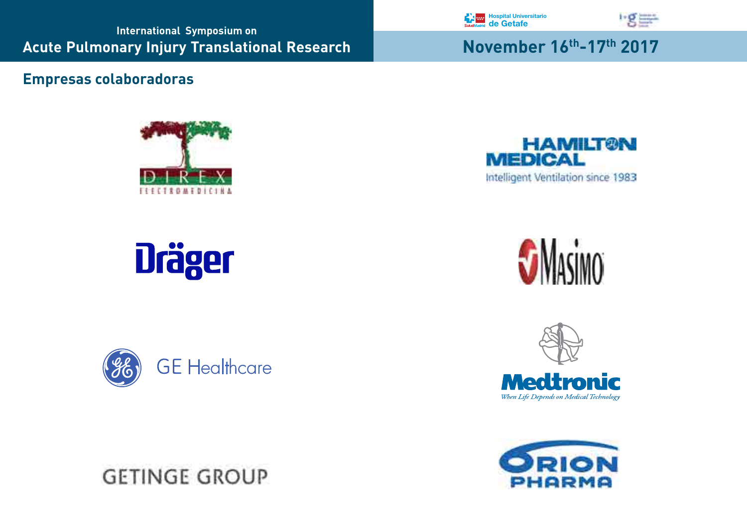## Empresas colaboradoras

DIREX ELECTROMEDICINA

HAMILTON MEDICAL
Intelligent Ventilation since 1983

Dräger

MASIMO

GE Healthcare

Medtronic
*When Life Depends on Medical Technology*

GETINGE GROUP

ORION PHARMA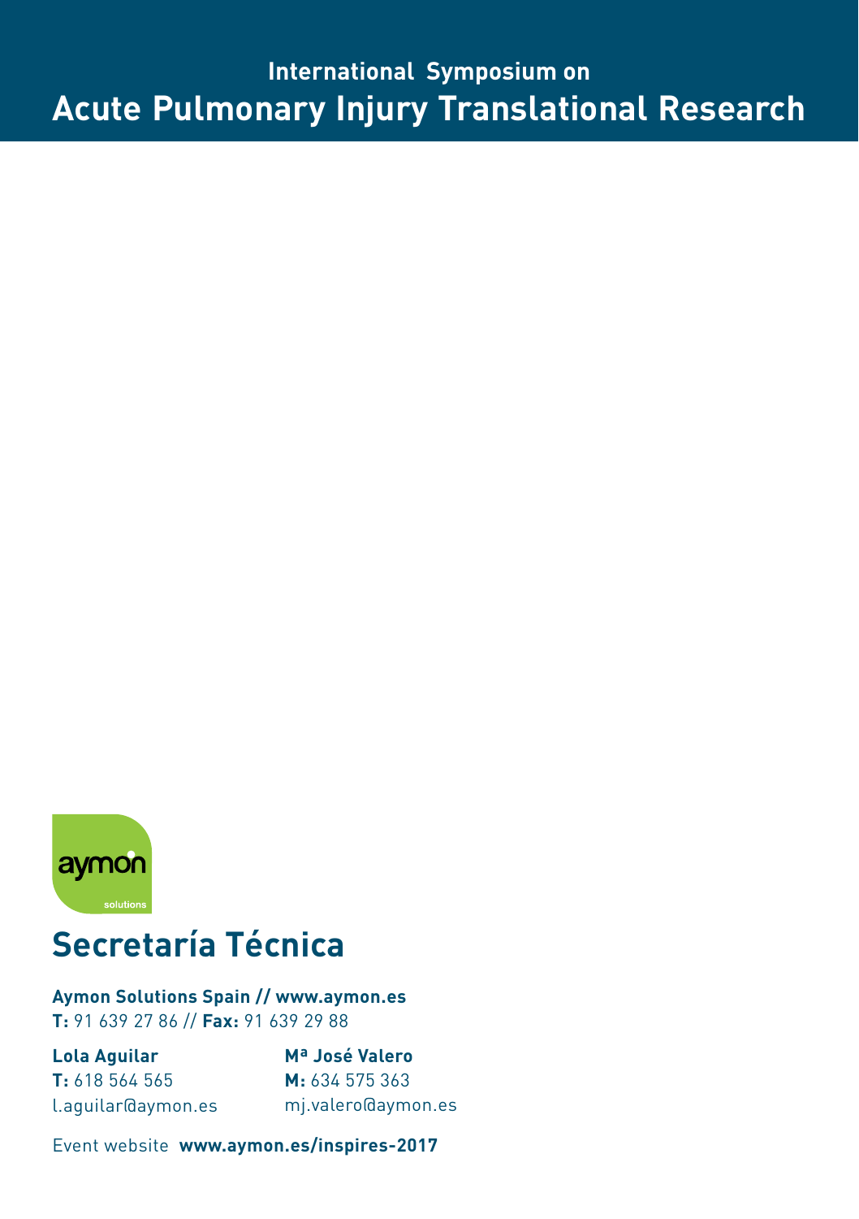International Symposium on

# Acute Pulmonary Injury Translational Research

aymon solutions

## Secretaría Técnica

**Aymon Solutions Spain // www.aymon.es**
**T:** 91 639 27 86 // **Fax:** 91 639 29 88

**Lola Aguilar**
**T:** 618 564 565
l.aguilar@aymon.es

**Mª José Valero**
**M:** 634 575 363
mj.valero@aymon.es

Event website **www.aymon.es/inspires-2017**